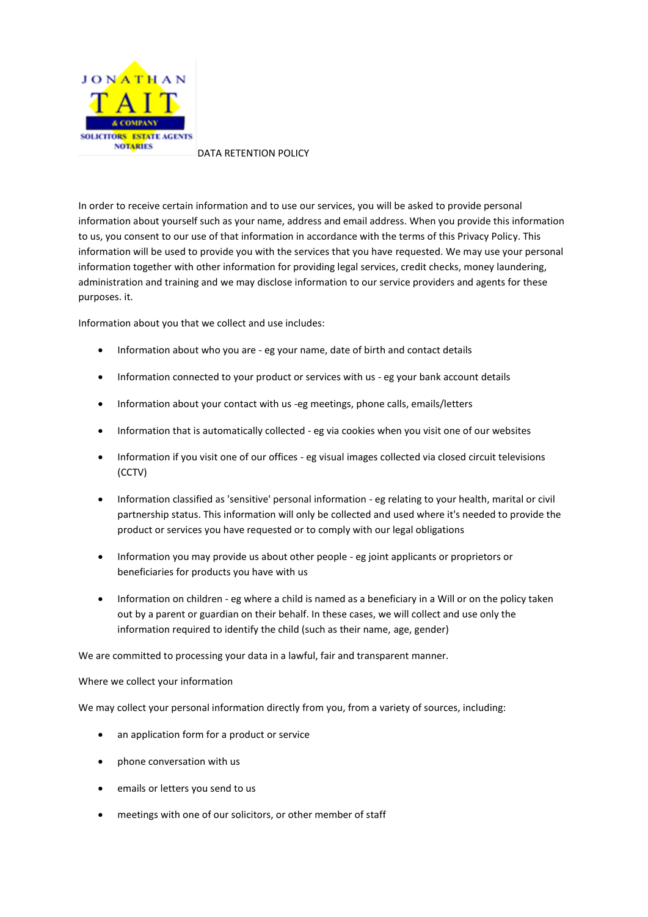# DATA RETENTION POLICY

In order to receive certain information and to use our services, you will be asked to provide personal information about yourself such as your name, address and email address. When you provide this information to us, you consent to our use of that information in accordance with the terms of this Privacy Policy. This information will be used to provide you with the services that you have requested. We may use your personal information together with other information for providing legal services, credit checks, money laundering, administration and training and we may disclose information to our service providers and agents for these purposes. it.

Information about you that we collect and use includes:

- Information about who you are - eg your name, date of birth and contact details
- Information connected to your product or services with us - eg your bank account details
- Information about your contact with us -eg meetings, phone calls, emails/letters
- Information that is automatically collected - eg via cookies when you visit one of our websites
- Information if you visit one of our offices - eg visual images collected via closed circuit televisions (CCTV)
- Information classified as 'sensitive' personal information - eg relating to your health, marital or civil partnership status. This information will only be collected and used where it's needed to provide the product or services you have requested or to comply with our legal obligations
- Information you may provide us about other people - eg joint applicants or proprietors or beneficiaries for products you have with us
- Information on children - eg where a child is named as a beneficiary in a Will or on the policy taken out by a parent or guardian on their behalf. In these cases, we will collect and use only the information required to identify the child (such as their name, age, gender)

We are committed to processing your data in a lawful, fair and transparent manner.

Where we collect your information

We may collect your personal information directly from you, from a variety of sources, including:

- an application form for a product or service
- phone conversation with us
- emails or letters you send to us
- meetings with one of our solicitors, or other member of staff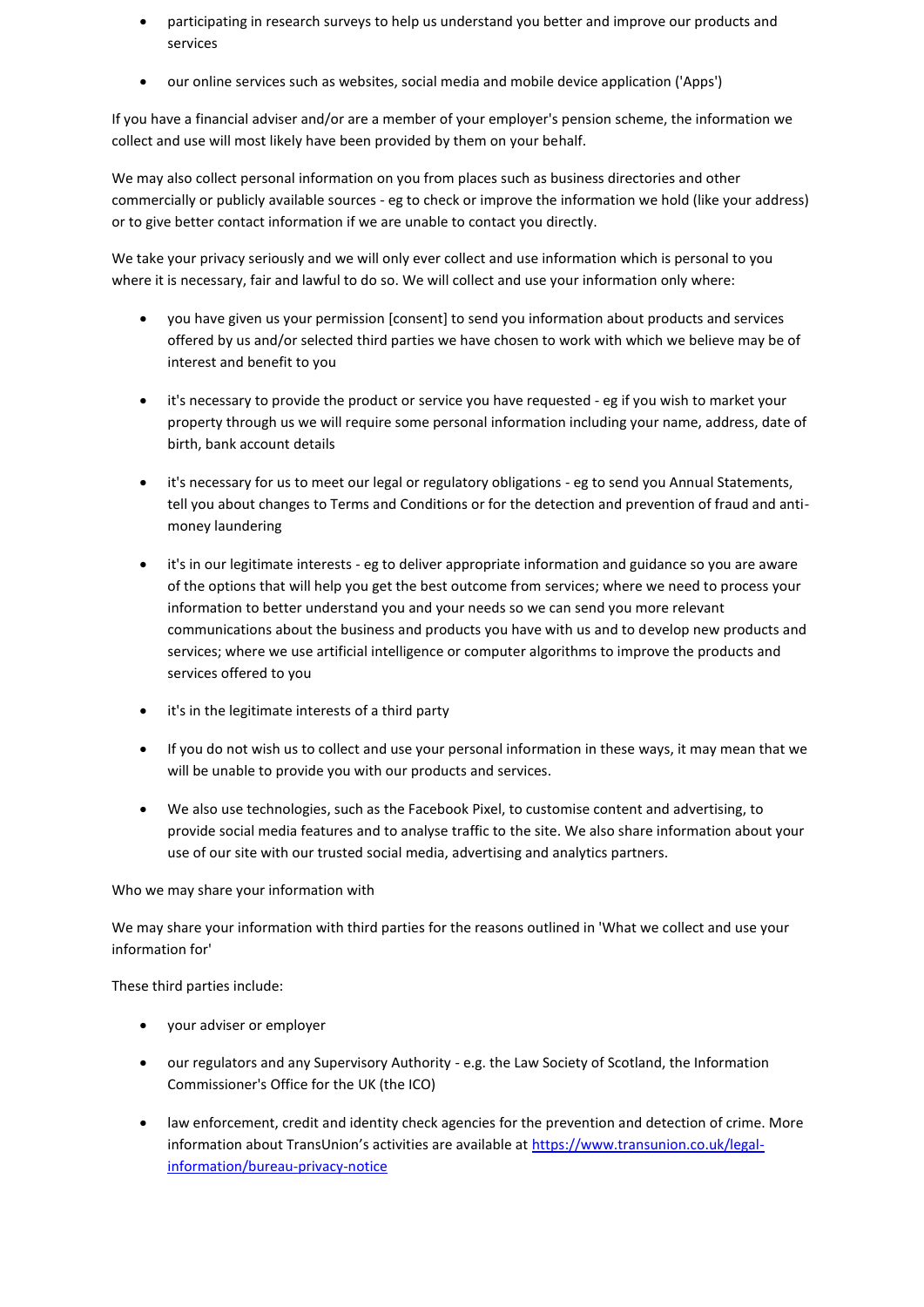- participating in research surveys to help us understand you better and improve our products and services
- our online services such as websites, social media and mobile device application ('Apps')

If you have a financial adviser and/or are a member of your employer's pension scheme, the information we collect and use will most likely have been provided by them on your behalf.

We may also collect personal information on you from places such as business directories and other commercially or publicly available sources - eg to check or improve the information we hold (like your address) or to give better contact information if we are unable to contact you directly.

We take your privacy seriously and we will only ever collect and use information which is personal to you where it is necessary, fair and lawful to do so. We will collect and use your information only where:

- you have given us your permission [consent] to send you information about products and services offered by us and/or selected third parties we have chosen to work with which we believe may be of interest and benefit to you
- it's necessary to provide the product or service you have requested - eg if you wish to market your property through us we will require some personal information including your name, address, date of birth, bank account details
- it's necessary for us to meet our legal or regulatory obligations - eg to send you Annual Statements, tell you about changes to Terms and Conditions or for the detection and prevention of fraud and anti-money laundering
- it's in our legitimate interests - eg to deliver appropriate information and guidance so you are aware of the options that will help you get the best outcome from services; where we need to process your information to better understand you and your needs so we can send you more relevant communications about the business and products you have with us and to develop new products and services; where we use artificial intelligence or computer algorithms to improve the products and services offered to you
- it's in the legitimate interests of a third party
- If you do not wish us to collect and use your personal information in these ways, it may mean that we will be unable to provide you with our products and services.
- We also use technologies, such as the Facebook Pixel, to customise content and advertising, to provide social media features and to analyse traffic to the site. We also share information about your use of our site with our trusted social media, advertising and analytics partners.

Who we may share your information with

We may share your information with third parties for the reasons outlined in 'What we collect and use your information for'

These third parties include:

- your adviser or employer
- our regulators and any Supervisory Authority - e.g. the Law Society of Scotland, the Information Commissioner's Office for the UK (the ICO)
- law enforcement, credit and identity check agencies for the prevention and detection of crime. More information about TransUnion's activities are available at [https://www.transunion.co.uk/legal-information/bureau-privacy-notice](https://www.transunion.co.uk/legal-information/bureau-privacy-notice)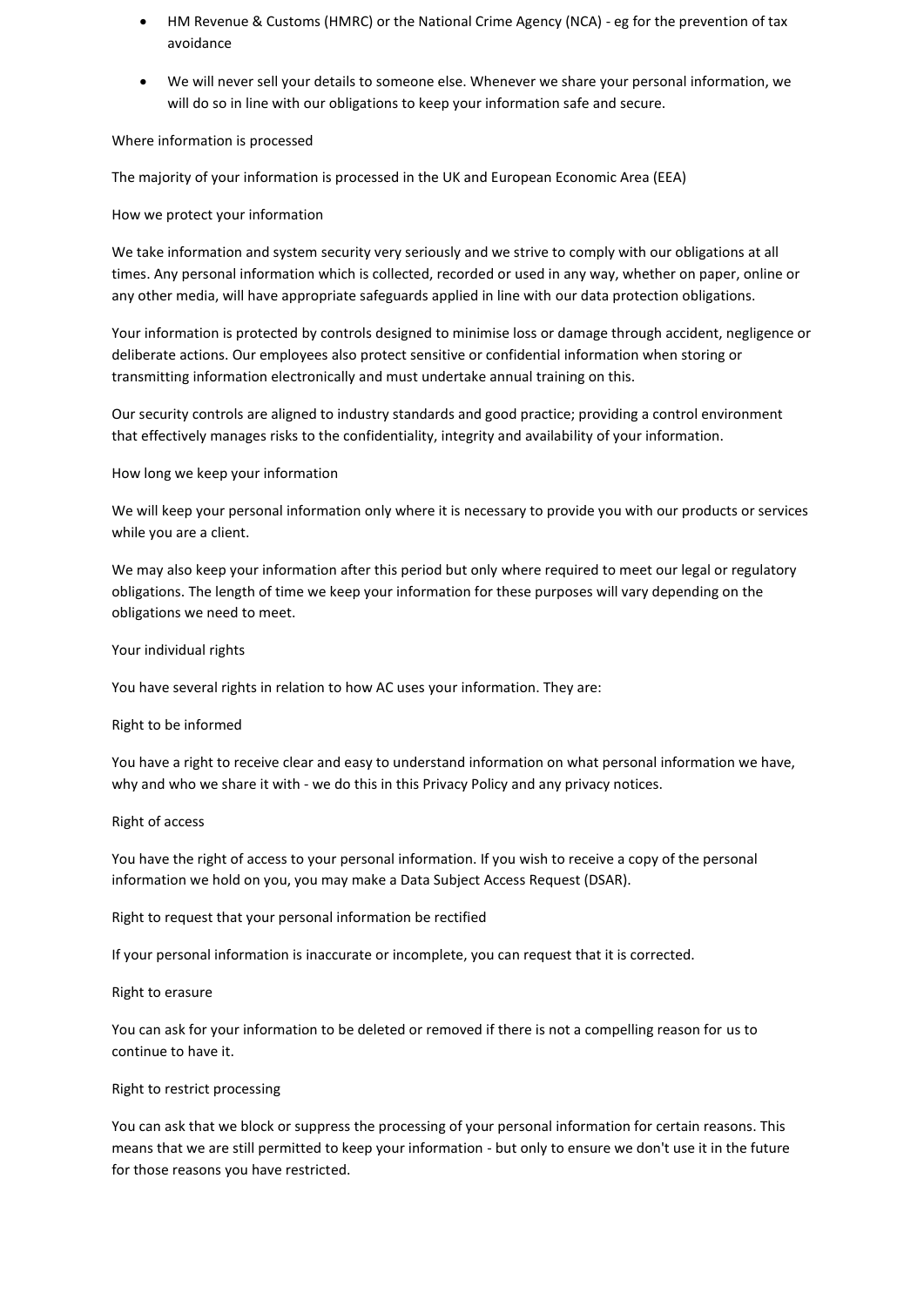- HM Revenue & Customs (HMRC) or the National Crime Agency (NCA) - eg for the prevention of tax avoidance
- We will never sell your details to someone else. Whenever we share your personal information, we will do so in line with our obligations to keep your information safe and secure.

Where information is processed

The majority of your information is processed in the UK and European Economic Area (EEA)

How we protect your information

We take information and system security very seriously and we strive to comply with our obligations at all times. Any personal information which is collected, recorded or used in any way, whether on paper, online or any other media, will have appropriate safeguards applied in line with our data protection obligations.

Your information is protected by controls designed to minimise loss or damage through accident, negligence or deliberate actions. Our employees also protect sensitive or confidential information when storing or transmitting information electronically and must undertake annual training on this.

Our security controls are aligned to industry standards and good practice; providing a control environment that effectively manages risks to the confidentiality, integrity and availability of your information.

How long we keep your information

We will keep your personal information only where it is necessary to provide you with our products or services while you are a client.

We may also keep your information after this period but only where required to meet our legal or regulatory obligations. The length of time we keep your information for these purposes will vary depending on the obligations we need to meet.

Your individual rights

You have several rights in relation to how AC uses your information. They are:

Right to be informed

You have a right to receive clear and easy to understand information on what personal information we have, why and who we share it with - we do this in this Privacy Policy and any privacy notices.

Right of access

You have the right of access to your personal information. If you wish to receive a copy of the personal information we hold on you, you may make a Data Subject Access Request (DSAR).

Right to request that your personal information be rectified

If your personal information is inaccurate or incomplete, you can request that it is corrected.

Right to erasure

You can ask for your information to be deleted or removed if there is not a compelling reason for us to continue to have it.

Right to restrict processing

You can ask that we block or suppress the processing of your personal information for certain reasons. This means that we are still permitted to keep your information - but only to ensure we don't use it in the future for those reasons you have restricted.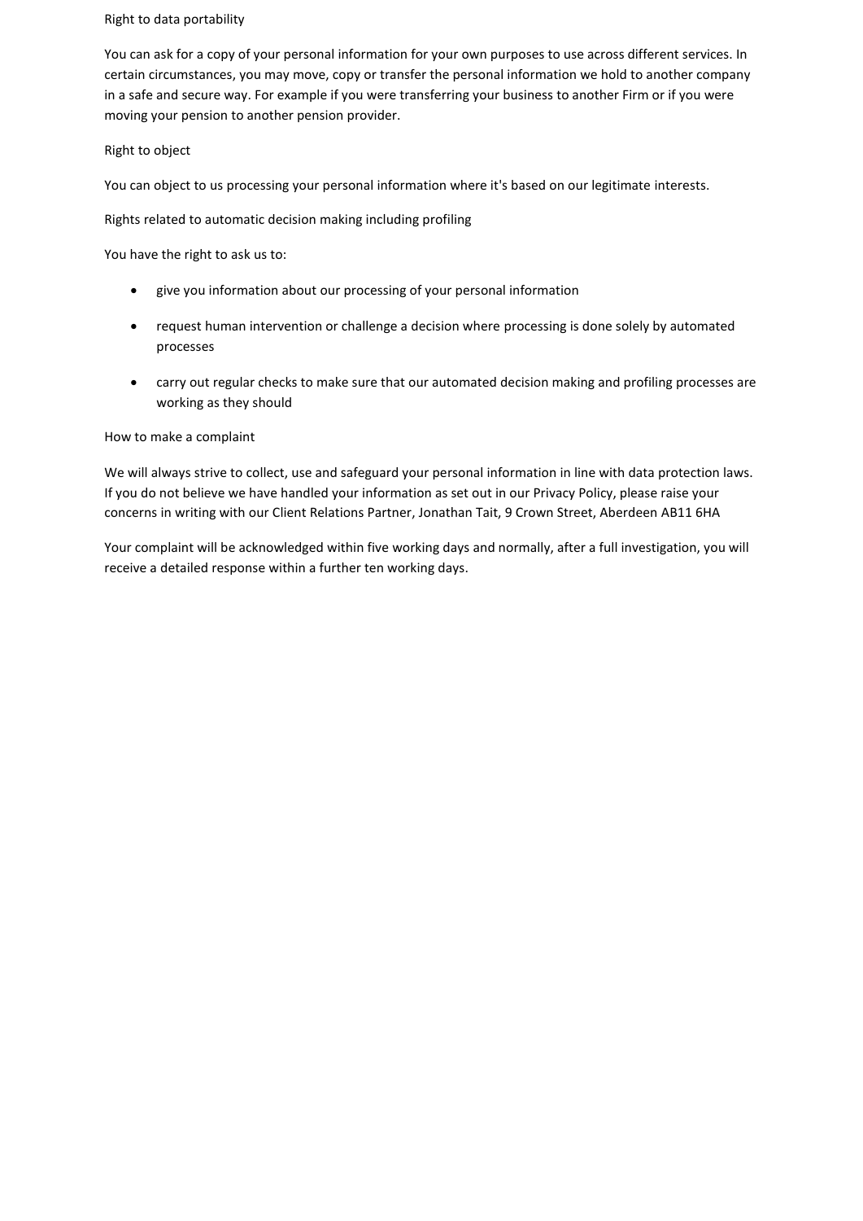## Right to data portability

You can ask for a copy of your personal information for your own purposes to use across different services. In certain circumstances, you may move, copy or transfer the personal information we hold to another company in a safe and secure way. For example if you were transferring your business to another Firm or if you were moving your pension to another pension provider.

## Right to object

You can object to us processing your personal information where it's based on our legitimate interests.

## Rights related to automatic decision making including profiling

You have the right to ask us to:

- give you information about our processing of your personal information
- request human intervention or challenge a decision where processing is done solely by automated processes
- carry out regular checks to make sure that our automated decision making and profiling processes are working as they should

## How to make a complaint

We will always strive to collect, use and safeguard your personal information in line with data protection laws. If you do not believe we have handled your information as set out in our Privacy Policy, please raise your concerns in writing with our Client Relations Partner, Jonathan Tait, 9 Crown Street, Aberdeen AB11 6HA

Your complaint will be acknowledged within five working days and normally, after a full investigation, you will receive a detailed response within a further ten working days.